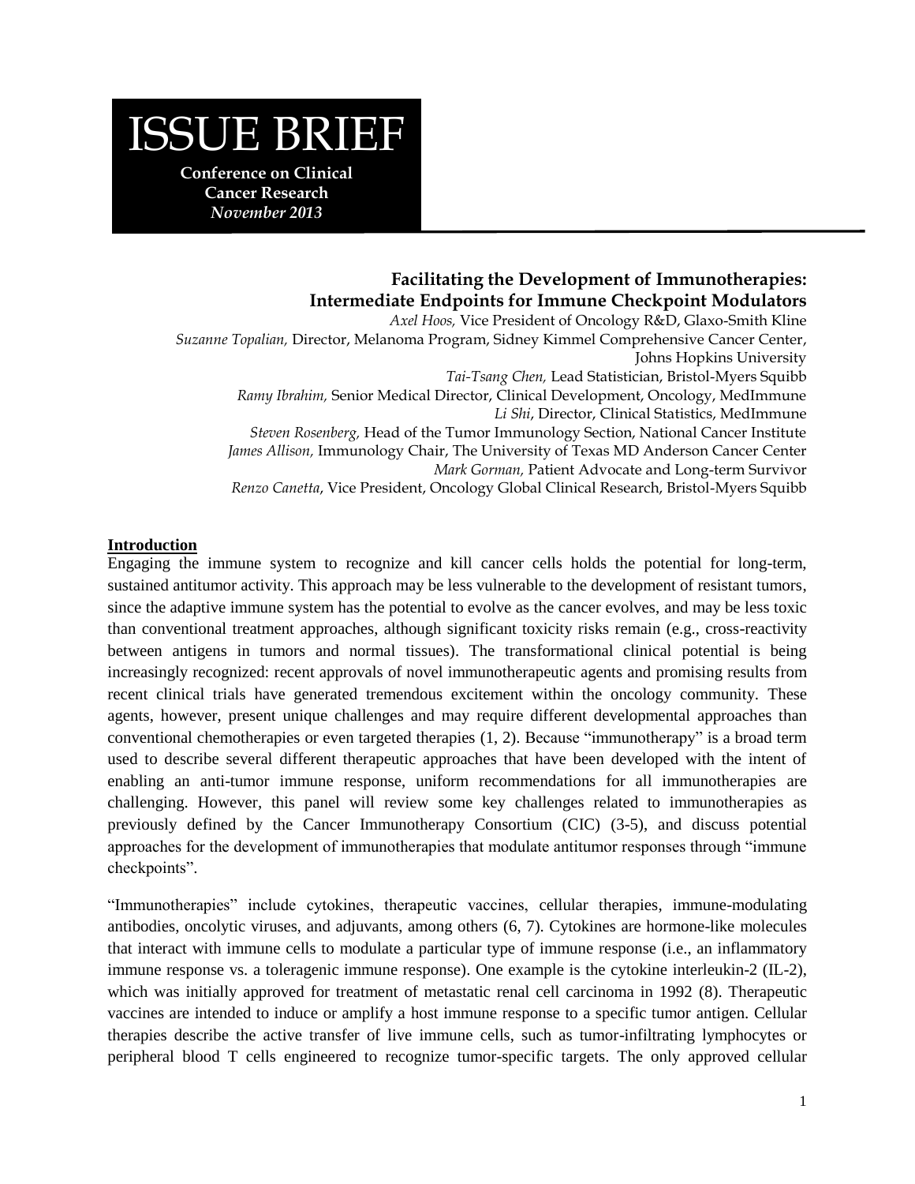# ISSUE BRIEF

**Conference on Clinical Cancer Research**
***November 2013***

## Facilitating the Development of Immunotherapies: Intermediate Endpoints for Immune Checkpoint Modulators

*Axel Hoos,* Vice President of Oncology R&D, Glaxo-Smith Kline
*Suzanne Topalian,* Director, Melanoma Program, Sidney Kimmel Comprehensive Cancer Center, Johns Hopkins University
*Tai-Tsang Chen,* Lead Statistician, Bristol-Myers Squibb
*Ramy Ibrahim,* Senior Medical Director, Clinical Development, Oncology, MedImmune
*Li Shi*, Director, Clinical Statistics, MedImmune
*Steven Rosenberg,* Head of the Tumor Immunology Section, National Cancer Institute
*James Allison,* Immunology Chair, The University of Texas MD Anderson Cancer Center
*Mark Gorman,* Patient Advocate and Long-term Survivor
*Renzo Canetta*, Vice President, Oncology Global Clinical Research, Bristol-Myers Squibb

### Introduction

Engaging the immune system to recognize and kill cancer cells holds the potential for long-term, sustained antitumor activity. This approach may be less vulnerable to the development of resistant tumors, since the adaptive immune system has the potential to evolve as the cancer evolves, and may be less toxic than conventional treatment approaches, although significant toxicity risks remain (e.g., cross-reactivity between antigens in tumors and normal tissues). The transformational clinical potential is being increasingly recognized: recent approvals of novel immunotherapeutic agents and promising results from recent clinical trials have generated tremendous excitement within the oncology community. These agents, however, present unique challenges and may require different developmental approaches than conventional chemotherapies or even targeted therapies (1, 2). Because "immunotherapy" is a broad term used to describe several different therapeutic approaches that have been developed with the intent of enabling an anti-tumor immune response, uniform recommendations for all immunotherapies are challenging. However, this panel will review some key challenges related to immunotherapies as previously defined by the Cancer Immunotherapy Consortium (CIC) (3-5), and discuss potential approaches for the development of immunotherapies that modulate antitumor responses through "immune checkpoints".

"Immunotherapies" include cytokines, therapeutic vaccines, cellular therapies, immune-modulating antibodies, oncolytic viruses, and adjuvants, among others (6, 7). Cytokines are hormone-like molecules that interact with immune cells to modulate a particular type of immune response (i.e., an inflammatory immune response vs. a toleragenic immune response). One example is the cytokine interleukin-2 (IL-2), which was initially approved for treatment of metastatic renal cell carcinoma in 1992 (8). Therapeutic vaccines are intended to induce or amplify a host immune response to a specific tumor antigen. Cellular therapies describe the active transfer of live immune cells, such as tumor-infiltrating lymphocytes or peripheral blood T cells engineered to recognize tumor-specific targets. The only approved cellular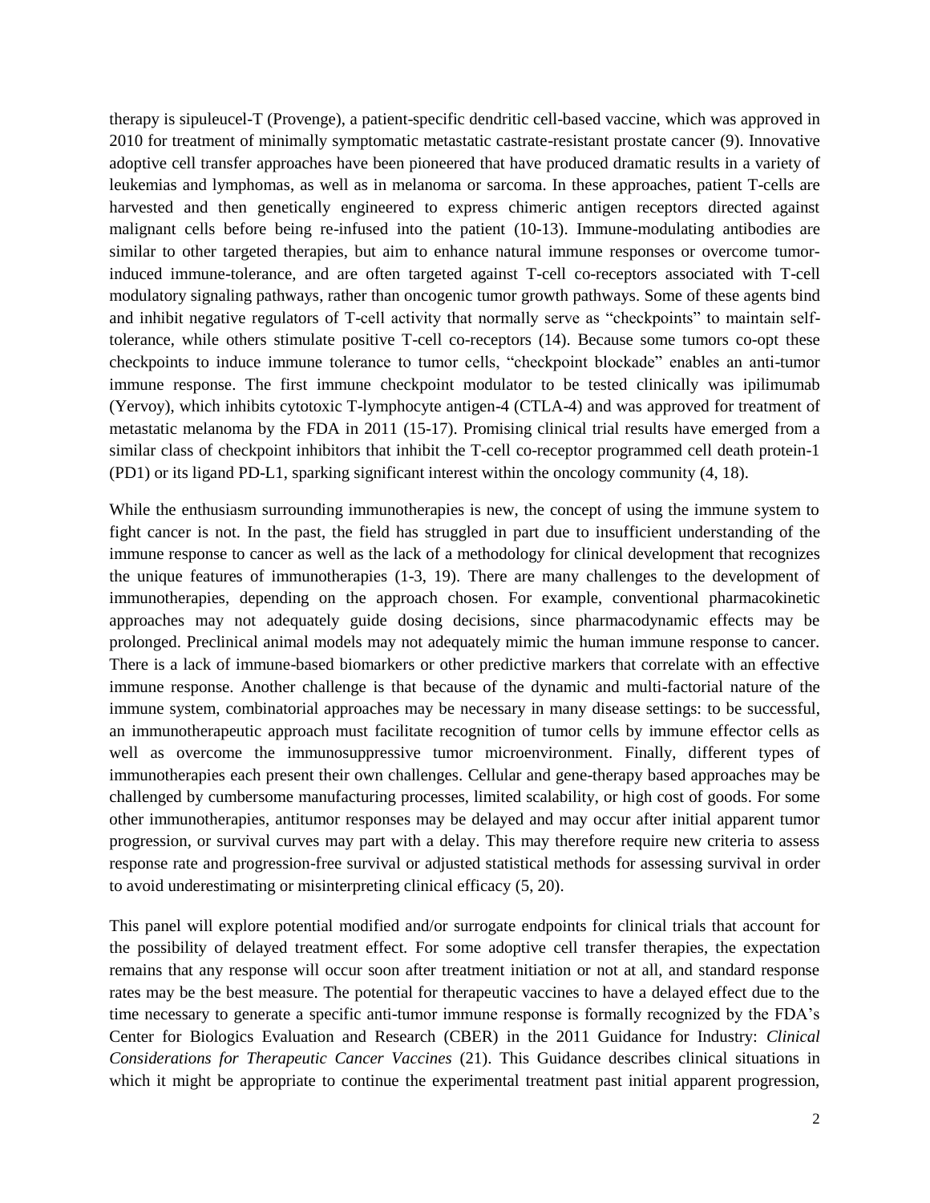therapy is sipuleucel-T (Provenge), a patient-specific dendritic cell-based vaccine, which was approved in 2010 for treatment of minimally symptomatic metastatic castrate-resistant prostate cancer (9). Innovative adoptive cell transfer approaches have been pioneered that have produced dramatic results in a variety of leukemias and lymphomas, as well as in melanoma or sarcoma. In these approaches, patient T-cells are harvested and then genetically engineered to express chimeric antigen receptors directed against malignant cells before being re-infused into the patient (10-13). Immune-modulating antibodies are similar to other targeted therapies, but aim to enhance natural immune responses or overcome tumor-induced immune-tolerance, and are often targeted against T-cell co-receptors associated with T-cell modulatory signaling pathways, rather than oncogenic tumor growth pathways. Some of these agents bind and inhibit negative regulators of T-cell activity that normally serve as "checkpoints" to maintain self-tolerance, while others stimulate positive T-cell co-receptors (14). Because some tumors co-opt these checkpoints to induce immune tolerance to tumor cells, "checkpoint blockade" enables an anti-tumor immune response. The first immune checkpoint modulator to be tested clinically was ipilimumab (Yervoy), which inhibits cytotoxic T-lymphocyte antigen-4 (CTLA-4) and was approved for treatment of metastatic melanoma by the FDA in 2011 (15-17). Promising clinical trial results have emerged from a similar class of checkpoint inhibitors that inhibit the T-cell co-receptor programmed cell death protein-1 (PD1) or its ligand PD-L1, sparking significant interest within the oncology community (4, 18).

While the enthusiasm surrounding immunotherapies is new, the concept of using the immune system to fight cancer is not. In the past, the field has struggled in part due to insufficient understanding of the immune response to cancer as well as the lack of a methodology for clinical development that recognizes the unique features of immunotherapies (1-3, 19). There are many challenges to the development of immunotherapies, depending on the approach chosen. For example, conventional pharmacokinetic approaches may not adequately guide dosing decisions, since pharmacodynamic effects may be prolonged. Preclinical animal models may not adequately mimic the human immune response to cancer. There is a lack of immune-based biomarkers or other predictive markers that correlate with an effective immune response. Another challenge is that because of the dynamic and multi-factorial nature of the immune system, combinatorial approaches may be necessary in many disease settings: to be successful, an immunotherapeutic approach must facilitate recognition of tumor cells by immune effector cells as well as overcome the immunosuppressive tumor microenvironment. Finally, different types of immunotherapies each present their own challenges. Cellular and gene-therapy based approaches may be challenged by cumbersome manufacturing processes, limited scalability, or high cost of goods. For some other immunotherapies, antitumor responses may be delayed and may occur after initial apparent tumor progression, or survival curves may part with a delay. This may therefore require new criteria to assess response rate and progression-free survival or adjusted statistical methods for assessing survival in order to avoid underestimating or misinterpreting clinical efficacy (5, 20).

This panel will explore potential modified and/or surrogate endpoints for clinical trials that account for the possibility of delayed treatment effect. For some adoptive cell transfer therapies, the expectation remains that any response will occur soon after treatment initiation or not at all, and standard response rates may be the best measure. The potential for therapeutic vaccines to have a delayed effect due to the time necessary to generate a specific anti-tumor immune response is formally recognized by the FDA's Center for Biologics Evaluation and Research (CBER) in the 2011 Guidance for Industry: *Clinical Considerations for Therapeutic Cancer Vaccines* (21). This Guidance describes clinical situations in which it might be appropriate to continue the experimental treatment past initial apparent progression,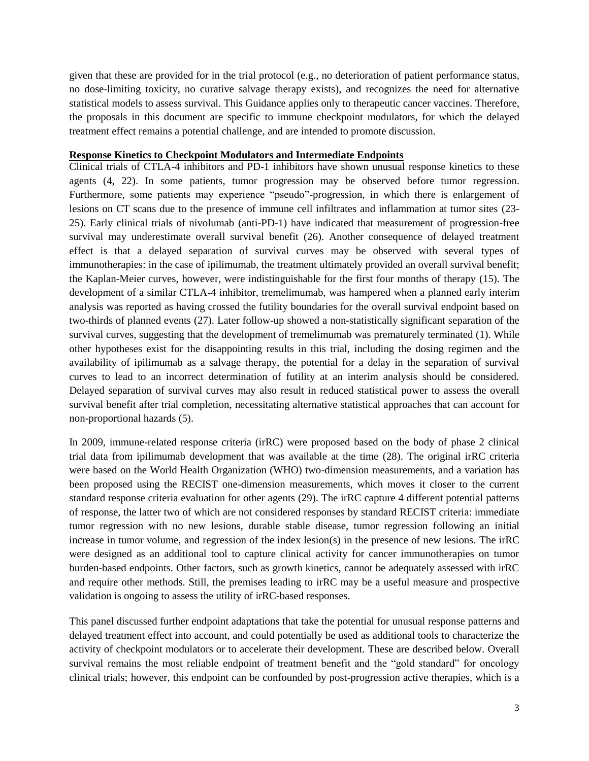given that these are provided for in the trial protocol (e.g., no deterioration of patient performance status, no dose-limiting toxicity, no curative salvage therapy exists), and recognizes the need for alternative statistical models to assess survival. This Guidance applies only to therapeutic cancer vaccines. Therefore, the proposals in this document are specific to immune checkpoint modulators, for which the delayed treatment effect remains a potential challenge, and are intended to promote discussion.

**Response Kinetics to Checkpoint Modulators and Intermediate Endpoints**

Clinical trials of CTLA-4 inhibitors and PD-1 inhibitors have shown unusual response kinetics to these agents (4, 22). In some patients, tumor progression may be observed before tumor regression. Furthermore, some patients may experience "pseudo"-progression, in which there is enlargement of lesions on CT scans due to the presence of immune cell infiltrates and inflammation at tumor sites (23-25). Early clinical trials of nivolumab (anti-PD-1) have indicated that measurement of progression-free survival may underestimate overall survival benefit (26). Another consequence of delayed treatment effect is that a delayed separation of survival curves may be observed with several types of immunotherapies: in the case of ipilimumab, the treatment ultimately provided an overall survival benefit; the Kaplan-Meier curves, however, were indistinguishable for the first four months of therapy (15). The development of a similar CTLA-4 inhibitor, tremelimumab, was hampered when a planned early interim analysis was reported as having crossed the futility boundaries for the overall survival endpoint based on two-thirds of planned events (27). Later follow-up showed a non-statistically significant separation of the survival curves, suggesting that the development of tremelimumab was prematurely terminated (1). While other hypotheses exist for the disappointing results in this trial, including the dosing regimen and the availability of ipilimumab as a salvage therapy, the potential for a delay in the separation of survival curves to lead to an incorrect determination of futility at an interim analysis should be considered. Delayed separation of survival curves may also result in reduced statistical power to assess the overall survival benefit after trial completion, necessitating alternative statistical approaches that can account for non-proportional hazards (5).

In 2009, immune-related response criteria (irRC) were proposed based on the body of phase 2 clinical trial data from ipilimumab development that was available at the time (28). The original irRC criteria were based on the World Health Organization (WHO) two-dimension measurements, and a variation has been proposed using the RECIST one-dimension measurements, which moves it closer to the current standard response criteria evaluation for other agents (29). The irRC capture 4 different potential patterns of response, the latter two of which are not considered responses by standard RECIST criteria: immediate tumor regression with no new lesions, durable stable disease, tumor regression following an initial increase in tumor volume, and regression of the index lesion(s) in the presence of new lesions. The irRC were designed as an additional tool to capture clinical activity for cancer immunotherapies on tumor burden-based endpoints. Other factors, such as growth kinetics, cannot be adequately assessed with irRC and require other methods. Still, the premises leading to irRC may be a useful measure and prospective validation is ongoing to assess the utility of irRC-based responses.

This panel discussed further endpoint adaptations that take the potential for unusual response patterns and delayed treatment effect into account, and could potentially be used as additional tools to characterize the activity of checkpoint modulators or to accelerate their development. These are described below. Overall survival remains the most reliable endpoint of treatment benefit and the "gold standard" for oncology clinical trials; however, this endpoint can be confounded by post-progression active therapies, which is a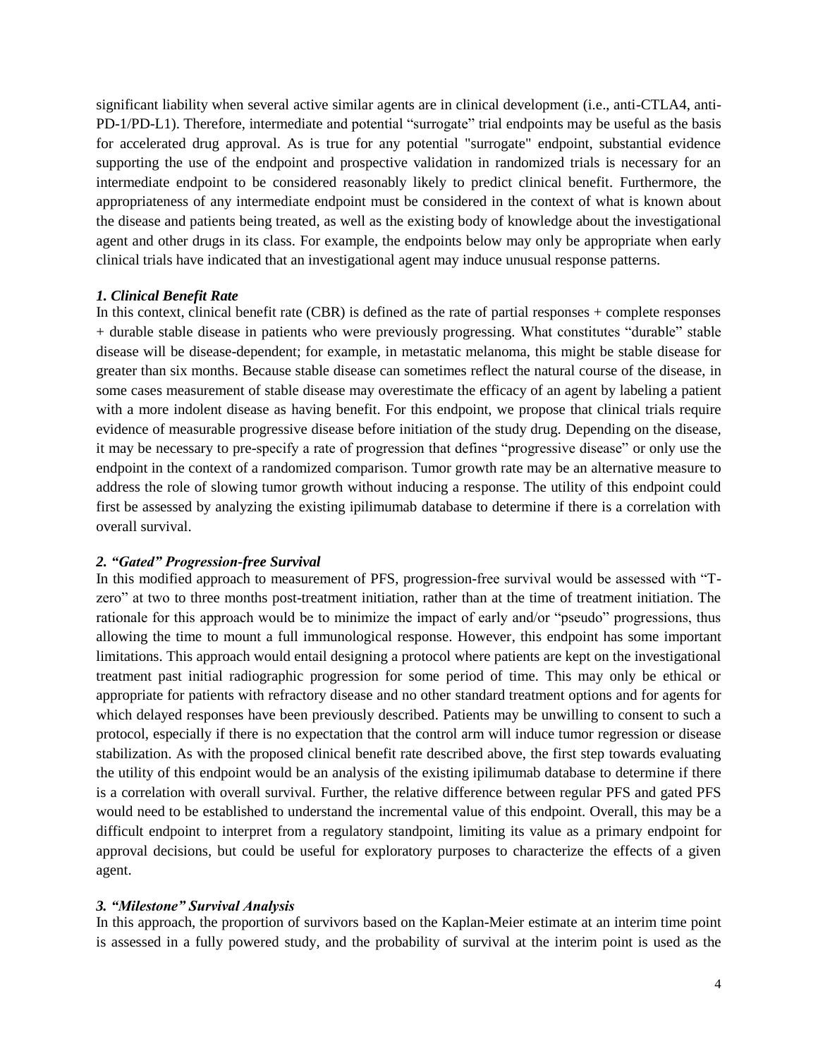significant liability when several active similar agents are in clinical development (i.e., anti-CTLA4, anti-PD-1/PD-L1). Therefore, intermediate and potential "surrogate" trial endpoints may be useful as the basis for accelerated drug approval. As is true for any potential "surrogate" endpoint, substantial evidence supporting the use of the endpoint and prospective validation in randomized trials is necessary for an intermediate endpoint to be considered reasonably likely to predict clinical benefit. Furthermore, the appropriateness of any intermediate endpoint must be considered in the context of what is known about the disease and patients being treated, as well as the existing body of knowledge about the investigational agent and other drugs in its class. For example, the endpoints below may only be appropriate when early clinical trials have indicated that an investigational agent may induce unusual response patterns.

***1. Clinical Benefit Rate***

In this context, clinical benefit rate (CBR) is defined as the rate of partial responses + complete responses + durable stable disease in patients who were previously progressing. What constitutes "durable" stable disease will be disease-dependent; for example, in metastatic melanoma, this might be stable disease for greater than six months. Because stable disease can sometimes reflect the natural course of the disease, in some cases measurement of stable disease may overestimate the efficacy of an agent by labeling a patient with a more indolent disease as having benefit. For this endpoint, we propose that clinical trials require evidence of measurable progressive disease before initiation of the study drug. Depending on the disease, it may be necessary to pre-specify a rate of progression that defines "progressive disease" or only use the endpoint in the context of a randomized comparison. Tumor growth rate may be an alternative measure to address the role of slowing tumor growth without inducing a response. The utility of this endpoint could first be assessed by analyzing the existing ipilimumab database to determine if there is a correlation with overall survival.

***2. "Gated" Progression-free Survival***

In this modified approach to measurement of PFS, progression-free survival would be assessed with "T-zero" at two to three months post-treatment initiation, rather than at the time of treatment initiation. The rationale for this approach would be to minimize the impact of early and/or "pseudo" progressions, thus allowing the time to mount a full immunological response. However, this endpoint has some important limitations. This approach would entail designing a protocol where patients are kept on the investigational treatment past initial radiographic progression for some period of time. This may only be ethical or appropriate for patients with refractory disease and no other standard treatment options and for agents for which delayed responses have been previously described. Patients may be unwilling to consent to such a protocol, especially if there is no expectation that the control arm will induce tumor regression or disease stabilization. As with the proposed clinical benefit rate described above, the first step towards evaluating the utility of this endpoint would be an analysis of the existing ipilimumab database to determine if there is a correlation with overall survival. Further, the relative difference between regular PFS and gated PFS would need to be established to understand the incremental value of this endpoint. Overall, this may be a difficult endpoint to interpret from a regulatory standpoint, limiting its value as a primary endpoint for approval decisions, but could be useful for exploratory purposes to characterize the effects of a given agent.

***3. "Milestone" Survival Analysis***

In this approach, the proportion of survivors based on the Kaplan-Meier estimate at an interim time point is assessed in a fully powered study, and the probability of survival at the interim point is used as the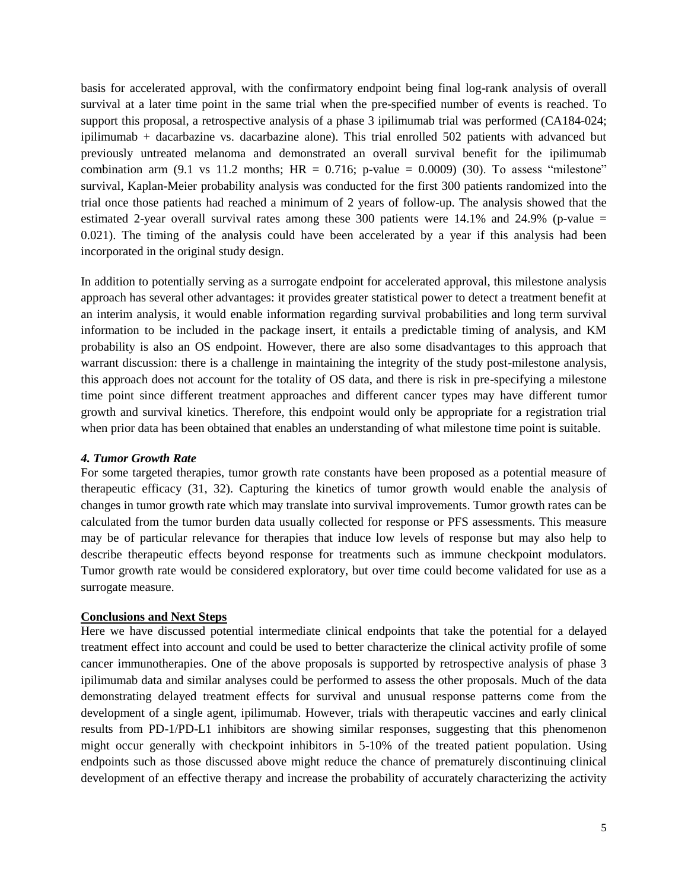basis for accelerated approval, with the confirmatory endpoint being final log-rank analysis of overall survival at a later time point in the same trial when the pre-specified number of events is reached. To support this proposal, a retrospective analysis of a phase 3 ipilimumab trial was performed (CA184-024; ipilimumab + dacarbazine vs. dacarbazine alone). This trial enrolled 502 patients with advanced but previously untreated melanoma and demonstrated an overall survival benefit for the ipilimumab combination arm (9.1 vs 11.2 months; HR = 0.716; p-value = 0.0009) (30). To assess "milestone" survival, Kaplan-Meier probability analysis was conducted for the first 300 patients randomized into the trial once those patients had reached a minimum of 2 years of follow-up. The analysis showed that the estimated 2-year overall survival rates among these 300 patients were 14.1% and 24.9% (p-value = 0.021). The timing of the analysis could have been accelerated by a year if this analysis had been incorporated in the original study design.

In addition to potentially serving as a surrogate endpoint for accelerated approval, this milestone analysis approach has several other advantages: it provides greater statistical power to detect a treatment benefit at an interim analysis, it would enable information regarding survival probabilities and long term survival information to be included in the package insert, it entails a predictable timing of analysis, and KM probability is also an OS endpoint. However, there are also some disadvantages to this approach that warrant discussion: there is a challenge in maintaining the integrity of the study post-milestone analysis, this approach does not account for the totality of OS data, and there is risk in pre-specifying a milestone time point since different treatment approaches and different cancer types may have different tumor growth and survival kinetics. Therefore, this endpoint would only be appropriate for a registration trial when prior data has been obtained that enables an understanding of what milestone time point is suitable.

#### *4. Tumor Growth Rate*

For some targeted therapies, tumor growth rate constants have been proposed as a potential measure of therapeutic efficacy (31, 32). Capturing the kinetics of tumor growth would enable the analysis of changes in tumor growth rate which may translate into survival improvements. Tumor growth rates can be calculated from the tumor burden data usually collected for response or PFS assessments. This measure may be of particular relevance for therapies that induce low levels of response but may also help to describe therapeutic effects beyond response for treatments such as immune checkpoint modulators. Tumor growth rate would be considered exploratory, but over time could become validated for use as a surrogate measure.

## Conclusions and Next Steps

Here we have discussed potential intermediate clinical endpoints that take the potential for a delayed treatment effect into account and could be used to better characterize the clinical activity profile of some cancer immunotherapies. One of the above proposals is supported by retrospective analysis of phase 3 ipilimumab data and similar analyses could be performed to assess the other proposals. Much of the data demonstrating delayed treatment effects for survival and unusual response patterns come from the development of a single agent, ipilimumab. However, trials with therapeutic vaccines and early clinical results from PD-1/PD-L1 inhibitors are showing similar responses, suggesting that this phenomenon might occur generally with checkpoint inhibitors in 5-10% of the treated patient population. Using endpoints such as those discussed above might reduce the chance of prematurely discontinuing clinical development of an effective therapy and increase the probability of accurately characterizing the activity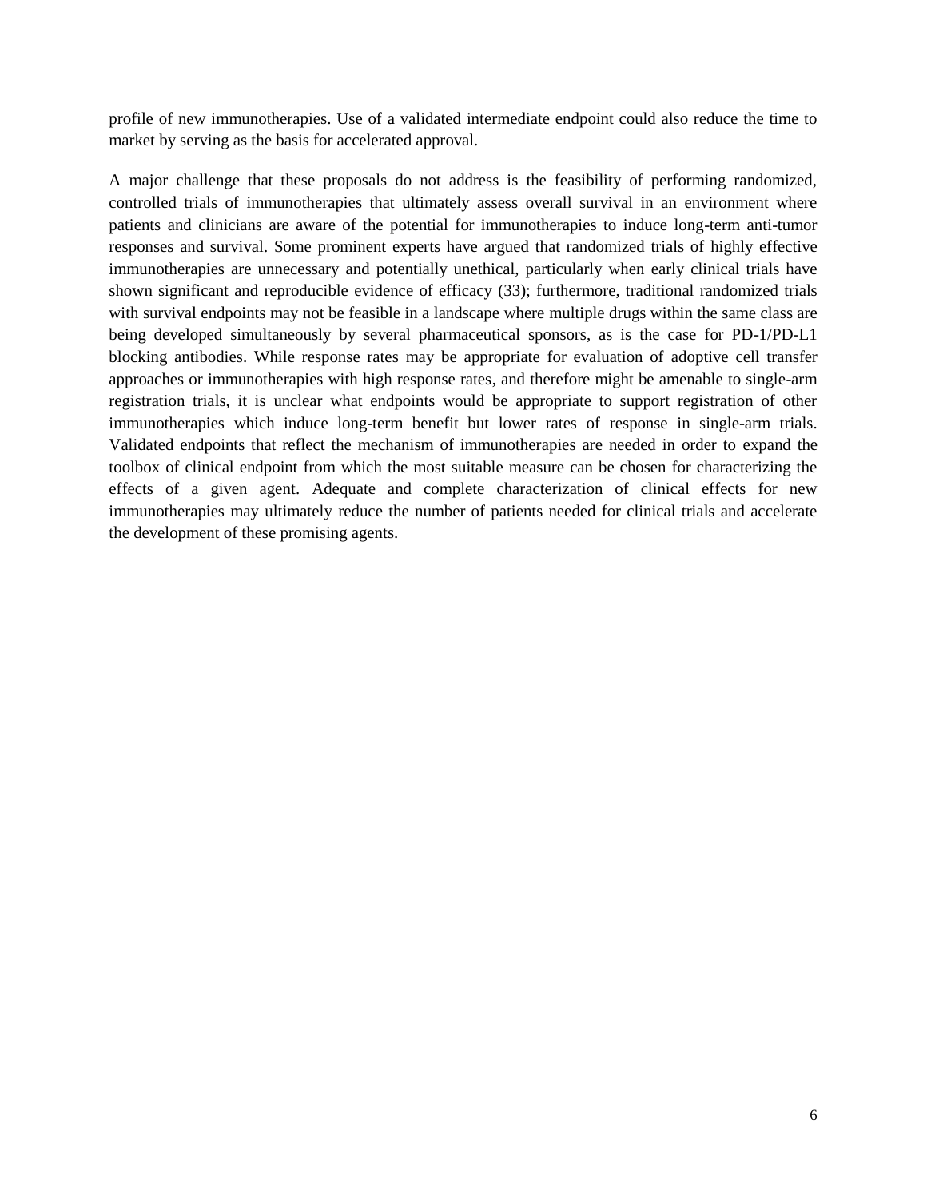profile of new immunotherapies. Use of a validated intermediate endpoint could also reduce the time to market by serving as the basis for accelerated approval.

A major challenge that these proposals do not address is the feasibility of performing randomized, controlled trials of immunotherapies that ultimately assess overall survival in an environment where patients and clinicians are aware of the potential for immunotherapies to induce long-term anti-tumor responses and survival. Some prominent experts have argued that randomized trials of highly effective immunotherapies are unnecessary and potentially unethical, particularly when early clinical trials have shown significant and reproducible evidence of efficacy (33); furthermore, traditional randomized trials with survival endpoints may not be feasible in a landscape where multiple drugs within the same class are being developed simultaneously by several pharmaceutical sponsors, as is the case for PD-1/PD-L1 blocking antibodies. While response rates may be appropriate for evaluation of adoptive cell transfer approaches or immunotherapies with high response rates, and therefore might be amenable to single-arm registration trials, it is unclear what endpoints would be appropriate to support registration of other immunotherapies which induce long-term benefit but lower rates of response in single-arm trials. Validated endpoints that reflect the mechanism of immunotherapies are needed in order to expand the toolbox of clinical endpoint from which the most suitable measure can be chosen for characterizing the effects of a given agent. Adequate and complete characterization of clinical effects for new immunotherapies may ultimately reduce the number of patients needed for clinical trials and accelerate the development of these promising agents.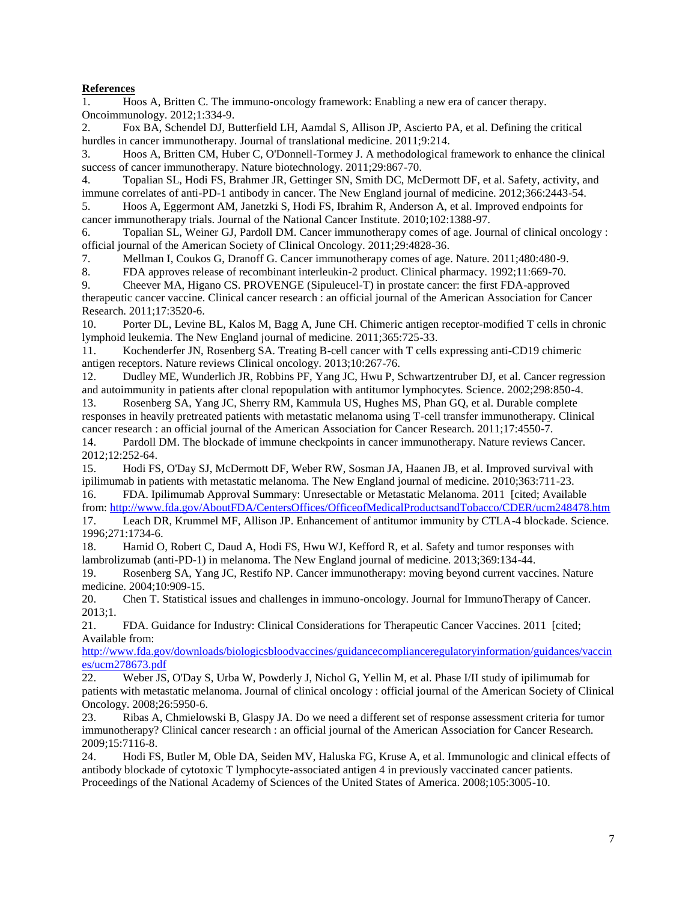**References**

1. Hoos A, Britten C. The immuno-oncology framework: Enabling a new era of cancer therapy. Oncoimmunology. 2012;1:334-9.
2. Fox BA, Schendel DJ, Butterfield LH, Aamdal S, Allison JP, Ascierto PA, et al. Defining the critical hurdles in cancer immunotherapy. Journal of translational medicine. 2011;9:214.
3. Hoos A, Britten CM, Huber C, O'Donnell-Tormey J. A methodological framework to enhance the clinical success of cancer immunotherapy. Nature biotechnology. 2011;29:867-70.
4. Topalian SL, Hodi FS, Brahmer JR, Gettinger SN, Smith DC, McDermott DF, et al. Safety, activity, and immune correlates of anti-PD-1 antibody in cancer. The New England journal of medicine. 2012;366:2443-54.
5. Hoos A, Eggermont AM, Janetzki S, Hodi FS, Ibrahim R, Anderson A, et al. Improved endpoints for cancer immunotherapy trials. Journal of the National Cancer Institute. 2010;102:1388-97.
6. Topalian SL, Weiner GJ, Pardoll DM. Cancer immunotherapy comes of age. Journal of clinical oncology : official journal of the American Society of Clinical Oncology. 2011;29:4828-36.
7. Mellman I, Coukos G, Dranoff G. Cancer immunotherapy comes of age. Nature. 2011;480:480-9.
8. FDA approves release of recombinant interleukin-2 product. Clinical pharmacy. 1992;11:669-70.
9. Cheever MA, Higano CS. PROVENGE (Sipuleucel-T) in prostate cancer: the first FDA-approved therapeutic cancer vaccine. Clinical cancer research : an official journal of the American Association for Cancer Research. 2011;17:3520-6.
10. Porter DL, Levine BL, Kalos M, Bagg A, June CH. Chimeric antigen receptor-modified T cells in chronic lymphoid leukemia. The New England journal of medicine. 2011;365:725-33.
11. Kochenderfer JN, Rosenberg SA. Treating B-cell cancer with T cells expressing anti-CD19 chimeric antigen receptors. Nature reviews Clinical oncology. 2013;10:267-76.
12. Dudley ME, Wunderlich JR, Robbins PF, Yang JC, Hwu P, Schwartzentruber DJ, et al. Cancer regression and autoimmunity in patients after clonal repopulation with antitumor lymphocytes. Science. 2002;298:850-4.
13. Rosenberg SA, Yang JC, Sherry RM, Kammula US, Hughes MS, Phan GQ, et al. Durable complete responses in heavily pretreated patients with metastatic melanoma using T-cell transfer immunotherapy. Clinical cancer research : an official journal of the American Association for Cancer Research. 2011;17:4550-7.
14. Pardoll DM. The blockade of immune checkpoints in cancer immunotherapy. Nature reviews Cancer. 2012;12:252-64.
15. Hodi FS, O'Day SJ, McDermott DF, Weber RW, Sosman JA, Haanen JB, et al. Improved survival with ipilimumab in patients with metastatic melanoma. The New England journal of medicine. 2010;363:711-23.
16. FDA. Ipilimumab Approval Summary: Unresectable or Metastatic Melanoma. 2011 [cited; Available from: http://www.fda.gov/AboutFDA/CentersOffices/OfficeofMedicalProductsandTobacco/CDER/ucm248478.htm
17. Leach DR, Krummel MF, Allison JP. Enhancement of antitumor immunity by CTLA-4 blockade. Science. 1996;271:1734-6.
18. Hamid O, Robert C, Daud A, Hodi FS, Hwu WJ, Kefford R, et al. Safety and tumor responses with lambrolizumab (anti-PD-1) in melanoma. The New England journal of medicine. 2013;369:134-44.
19. Rosenberg SA, Yang JC, Restifo NP. Cancer immunotherapy: moving beyond current vaccines. Nature medicine. 2004;10:909-15.
20. Chen T. Statistical issues and challenges in immuno-oncology. Journal for ImmunoTherapy of Cancer. 2013;1.
21. FDA. Guidance for Industry: Clinical Considerations for Therapeutic Cancer Vaccines. 2011 [cited; Available from: http://www.fda.gov/downloads/biologicsbloodvaccines/guidancecomplianceregulatoryinformation/guidances/vaccines/ucm278673.pdf
22. Weber JS, O'Day S, Urba W, Powderly J, Nichol G, Yellin M, et al. Phase I/II study of ipilimumab for patients with metastatic melanoma. Journal of clinical oncology : official journal of the American Society of Clinical Oncology. 2008;26:5950-6.
23. Ribas A, Chmielowski B, Glaspy JA. Do we need a different set of response assessment criteria for tumor immunotherapy? Clinical cancer research : an official journal of the American Association for Cancer Research. 2009;15:7116-8.
24. Hodi FS, Butler M, Oble DA, Seiden MV, Haluska FG, Kruse A, et al. Immunologic and clinical effects of antibody blockade of cytotoxic T lymphocyte-associated antigen 4 in previously vaccinated cancer patients. Proceedings of the National Academy of Sciences of the United States of America. 2008;105:3005-10.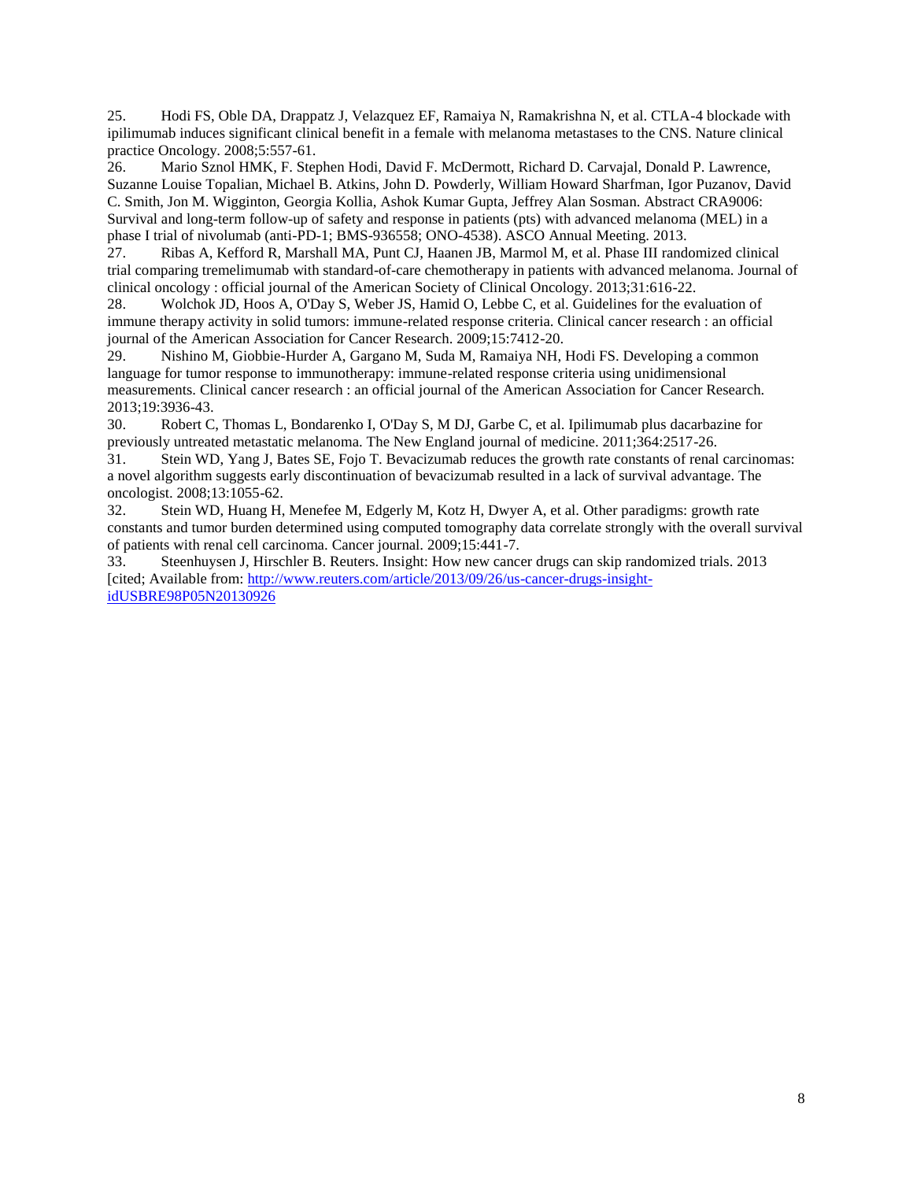25. Hodi FS, Oble DA, Drappatz J, Velazquez EF, Ramaiya N, Ramakrishna N, et al. CTLA-4 blockade with ipilimumab induces significant clinical benefit in a female with melanoma metastases to the CNS. Nature clinical practice Oncology. 2008;5:557-61.
26. Mario Sznol HMK, F. Stephen Hodi, David F. McDermott, Richard D. Carvajal, Donald P. Lawrence, Suzanne Louise Topalian, Michael B. Atkins, John D. Powderly, William Howard Sharfman, Igor Puzanov, David C. Smith, Jon M. Wigginton, Georgia Kollia, Ashok Kumar Gupta, Jeffrey Alan Sosman. Abstract CRA9006: Survival and long-term follow-up of safety and response in patients (pts) with advanced melanoma (MEL) in a phase I trial of nivolumab (anti-PD-1; BMS-936558; ONO-4538). ASCO Annual Meeting. 2013.
27. Ribas A, Kefford R, Marshall MA, Punt CJ, Haanen JB, Marmol M, et al. Phase III randomized clinical trial comparing tremelimumab with standard-of-care chemotherapy in patients with advanced melanoma. Journal of clinical oncology : official journal of the American Society of Clinical Oncology. 2013;31:616-22.
28. Wolchok JD, Hoos A, O'Day S, Weber JS, Hamid O, Lebbe C, et al. Guidelines for the evaluation of immune therapy activity in solid tumors: immune-related response criteria. Clinical cancer research : an official journal of the American Association for Cancer Research. 2009;15:7412-20.
29. Nishino M, Giobbie-Hurder A, Gargano M, Suda M, Ramaiya NH, Hodi FS. Developing a common language for tumor response to immunotherapy: immune-related response criteria using unidimensional measurements. Clinical cancer research : an official journal of the American Association for Cancer Research. 2013;19:3936-43.
30. Robert C, Thomas L, Bondarenko I, O'Day S, M DJ, Garbe C, et al. Ipilimumab plus dacarbazine for previously untreated metastatic melanoma. The New England journal of medicine. 2011;364:2517-26.
31. Stein WD, Yang J, Bates SE, Fojo T. Bevacizumab reduces the growth rate constants of renal carcinomas: a novel algorithm suggests early discontinuation of bevacizumab resulted in a lack of survival advantage. The oncologist. 2008;13:1055-62.
32. Stein WD, Huang H, Menefee M, Edgerly M, Kotz H, Dwyer A, et al. Other paradigms: growth rate constants and tumor burden determined using computed tomography data correlate strongly with the overall survival of patients with renal cell carcinoma. Cancer journal. 2009;15:441-7.
33. Steenhuysen J, Hirschler B. Reuters. Insight: How new cancer drugs can skip randomized trials. 2013 [cited; Available from: http://www.reuters.com/article/2013/09/26/us-cancer-drugs-insight-idUSBRE98P05N20130926